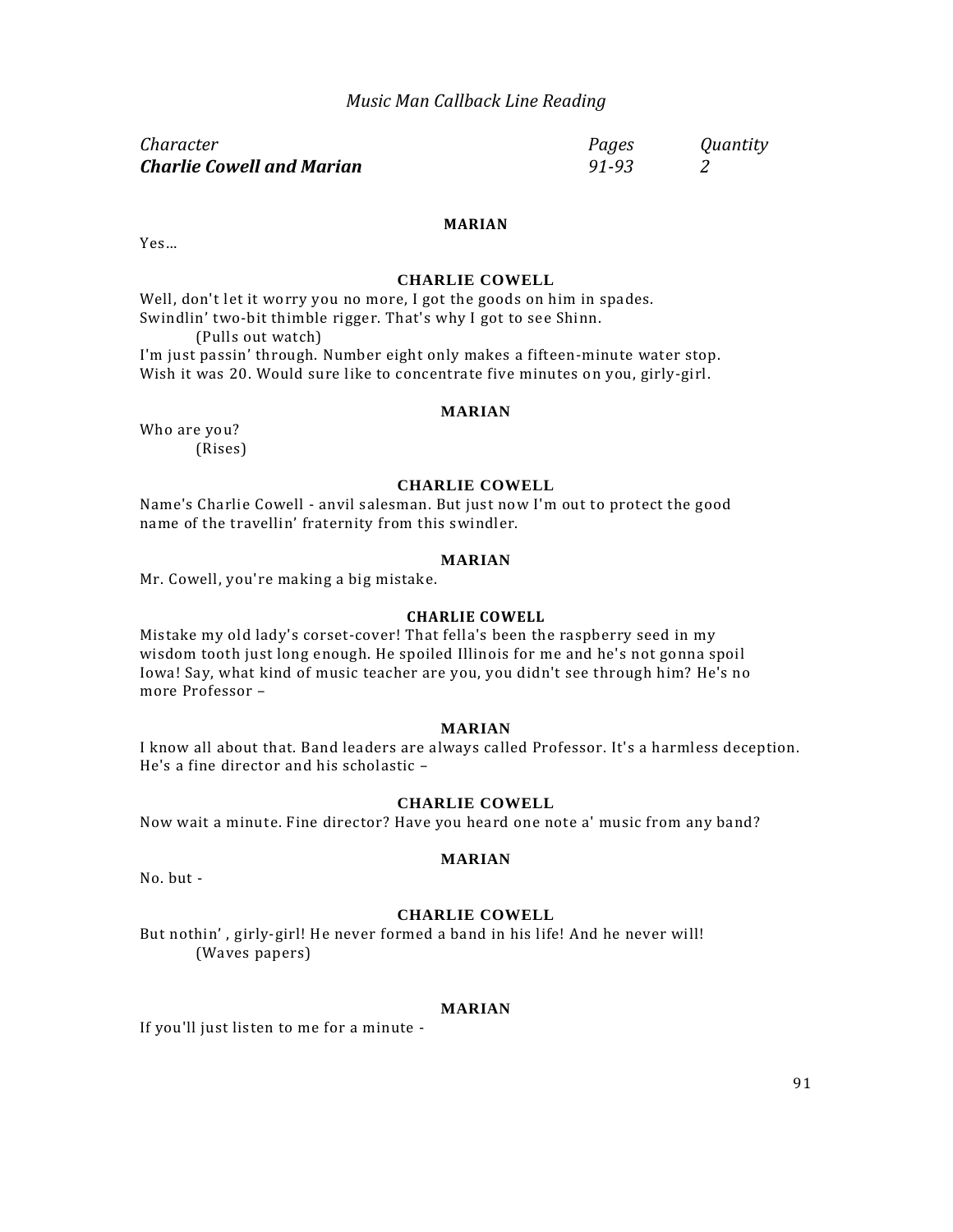*Music Man Callback Line Reading*

| *Character* | *Pages* | *Quantity* |
| --- | --- | --- |
| ***Charlie Cowell and Marian*** | *91-93* | *2* |

**MARIAN**

Yes…

**CHARLIE COWELL**

Well, don't let it worry you no more, I got the goods on him in spades. Swindlin' two-bit thimble rigger. That's why I got to see Shinn.

(Pulls out watch)

I'm just passin' through. Number eight only makes a fifteen-minute water stop. Wish it was 20. Would sure like to concentrate five minutes on you, girly-girl.

**MARIAN**

Who are you?

(Rises)

**CHARLIE COWELL**

Name's Charlie Cowell - anvil salesman. But just now I'm out to protect the good name of the travellin' fraternity from this swindler.

**MARIAN**

Mr. Cowell, you're making a big mistake.

**CHARLIE COWELL**

Mistake my old lady's corset-cover! That fella's been the raspberry seed in my wisdom tooth just long enough. He spoiled Illinois for me and he's not gonna spoil Iowa! Say, what kind of music teacher are you, you didn't see through him? He's no more Professor –

**MARIAN**

I know all about that. Band leaders are always called Professor. It's a harmless deception. He's a fine director and his scholastic –

**CHARLIE COWELL**

Now wait a minute. Fine director? Have you heard one note a' music from any band?

**MARIAN**

No. but -

**CHARLIE COWELL**

But nothin' , girly-girl! He never formed a band in his life! And he never will!

(Waves papers)

**MARIAN**

If you'll just listen to me for a minute -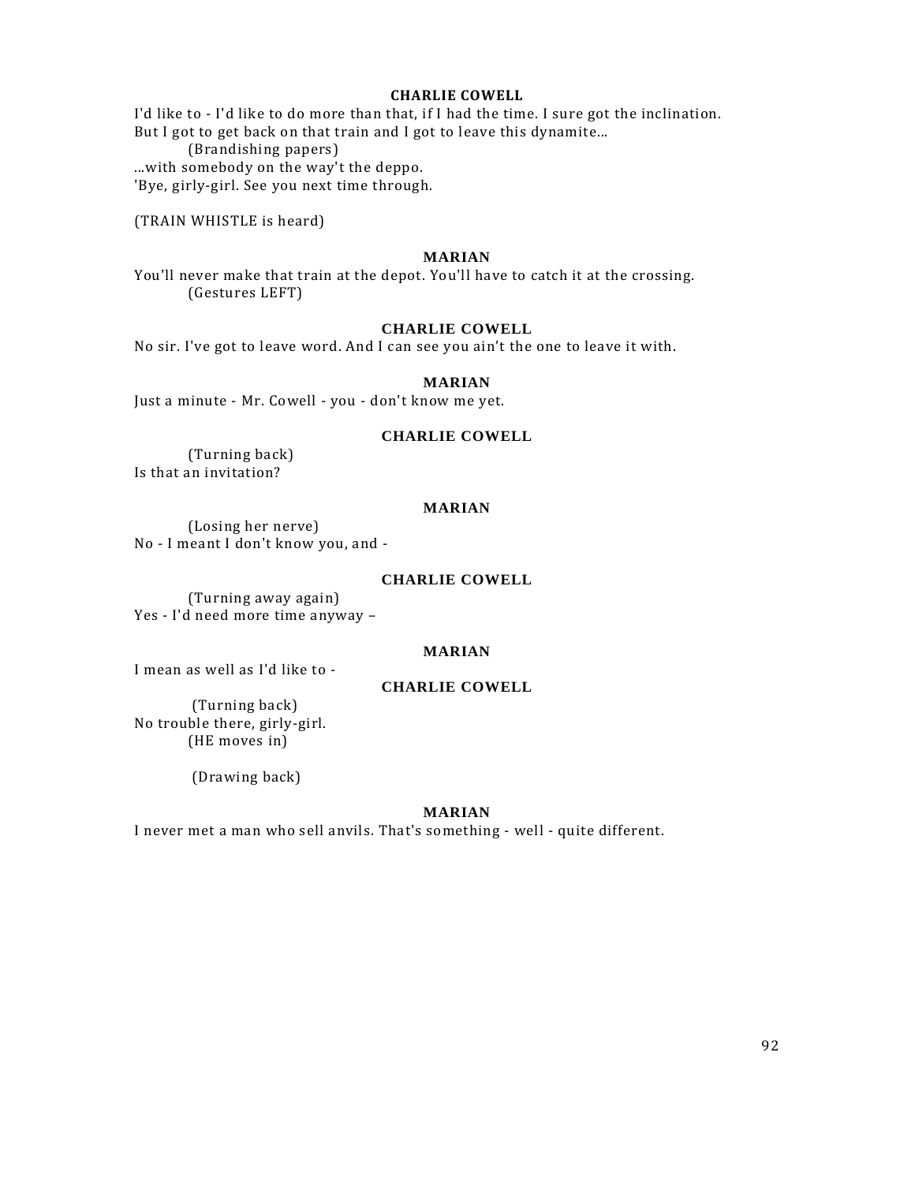**CHARLIE COWELL**

I'd like to - I'd like to do more than that, if I had the time. I sure got the inclination. But I got to get back on that train and I got to leave this dynamite...

(Brandishing papers)

...with somebody on the way't the deppo.
'Bye, girly-girl. See you next time through.

(TRAIN WHISTLE is heard)

**MARIAN**

You'll never make that train at the depot. You'll have to catch it at the crossing.

(Gestures LEFT)

**CHARLIE COWELL**

No sir. I've got to leave word. And I can see you ain't the one to leave it with.

**MARIAN**

Just a minute - Mr. Cowell - you - don't know me yet.

**CHARLIE COWELL**

(Turning back)

Is that an invitation?

**MARIAN**

(Losing her nerve)

No - I meant I don't know you, and -

**CHARLIE COWELL**

(Turning away again)

Yes - I'd need more time anyway –

**MARIAN**

I mean as well as I'd like to -

**CHARLIE COWELL**

(Turning back)

No trouble there, girly-girl.

(HE moves in)

(Drawing back)

**MARIAN**

I never met a man who sell anvils. That's something - well - quite different.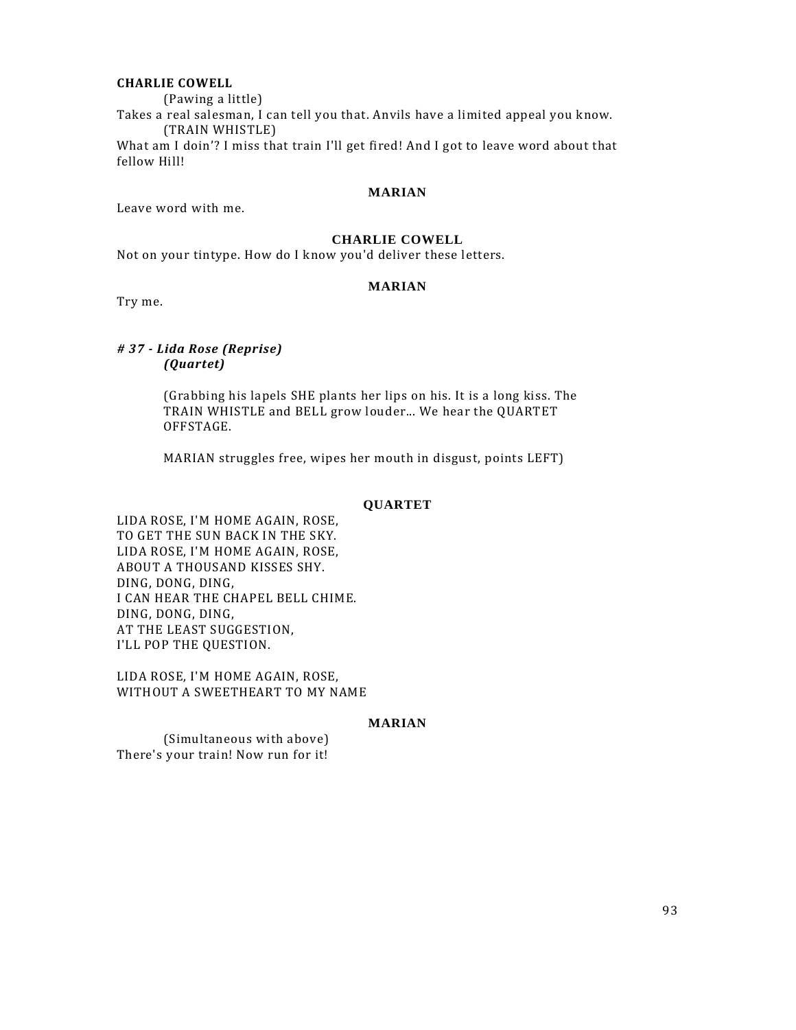**CHARLIE COWELL**

(Pawing a little)

Takes a real salesman, I can tell you that. Anvils have a limited appeal you know.

(TRAIN WHISTLE)

What am I doin'? I miss that train I'll get fired! And I got to leave word about that fellow Hill!

**MARIAN**

Leave word with me.

**CHARLIE COWELL**

Not on your tintype. How do I know you'd deliver these letters.

**MARIAN**

Try me.

***# 37 - Lida Rose (Reprise)***
***(Quartet)***

(Grabbing his lapels SHE plants her lips on his. It is a long kiss. The TRAIN WHISTLE and BELL grow louder... We hear the QUARTET OFFSTAGE.

MARIAN struggles free, wipes her mouth in disgust, points LEFT)

**QUARTET**

LIDA ROSE, I'M HOME AGAIN, ROSE,
TO GET THE SUN BACK IN THE SKY.
LIDA ROSE, I'M HOME AGAIN, ROSE,
ABOUT A THOUSAND KISSES SHY.
DING, DONG, DING,
I CAN HEAR THE CHAPEL BELL CHIME.
DING, DONG, DING,
AT THE LEAST SUGGESTION,
I'LL POP THE QUESTION.

LIDA ROSE, I'M HOME AGAIN, ROSE,
WITHOUT A SWEETHEART TO MY NAME

**MARIAN**

(Simultaneous with above)

There's your train! Now run for it!